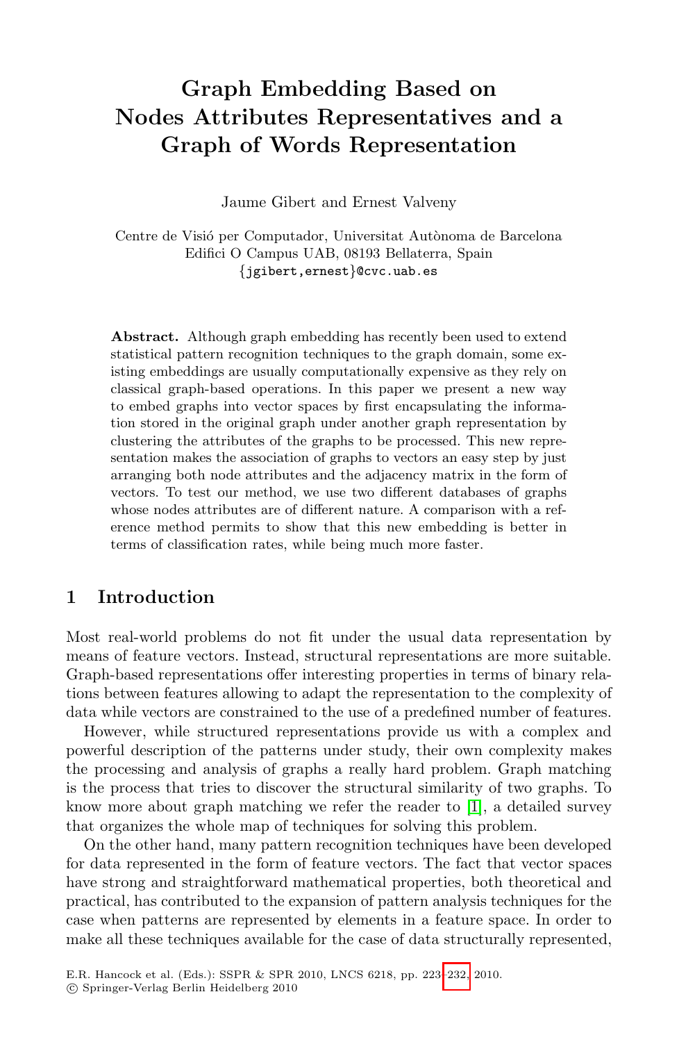# Graph Embedding Based on Nodes Attributes Representatives and a Graph of Words Representation

Jaume Gibert and Ernest Valveny

Centre de Visió per Computador, Universitat Autònoma de Barcelona
Edifici O Campus UAB, 08193 Bellaterra, Spain
{jgibert,ernest}@cvc.uab.es

**Abstract.** Although graph embedding has recently been used to extend statistical pattern recognition techniques to the graph domain, some existing embeddings are usually computationally expensive as they rely on classical graph-based operations. In this paper we present a new way to embed graphs into vector spaces by first encapsulating the information stored in the original graph under another graph representation by clustering the attributes of the graphs to be processed. This new representation makes the association of graphs to vectors an easy step by just arranging both node attributes and the adjacency matrix in the form of vectors. To test our method, we use two different databases of graphs whose nodes attributes are of different nature. A comparison with a reference method permits to show that this new embedding is better in terms of classification rates, while being much more faster.

## 1 Introduction

Most real-world problems do not fit under the usual data representation by means of feature vectors. Instead, structural representations are more suitable. Graph-based representations offer interesting properties in terms of binary relations between features allowing to adapt the representation to the complexity of data while vectors are constrained to the use of a predefined number of features.

However, while structured representations provide us with a complex and powerful description of the patterns under study, their own complexity makes the processing and analysis of graphs a really hard problem. Graph matching is the process that tries to discover the structural similarity of two graphs. To know more about graph matching we refer the reader to [1], a detailed survey that organizes the whole map of techniques for solving this problem.

On the other hand, many pattern recognition techniques have been developed for data represented in the form of feature vectors. The fact that vector spaces have strong and straightforward mathematical properties, both theoretical and practical, has contributed to the expansion of pattern analysis techniques for the case when patterns are represented by elements in a feature space. In order to make all these techniques available for the case of data structurally represented,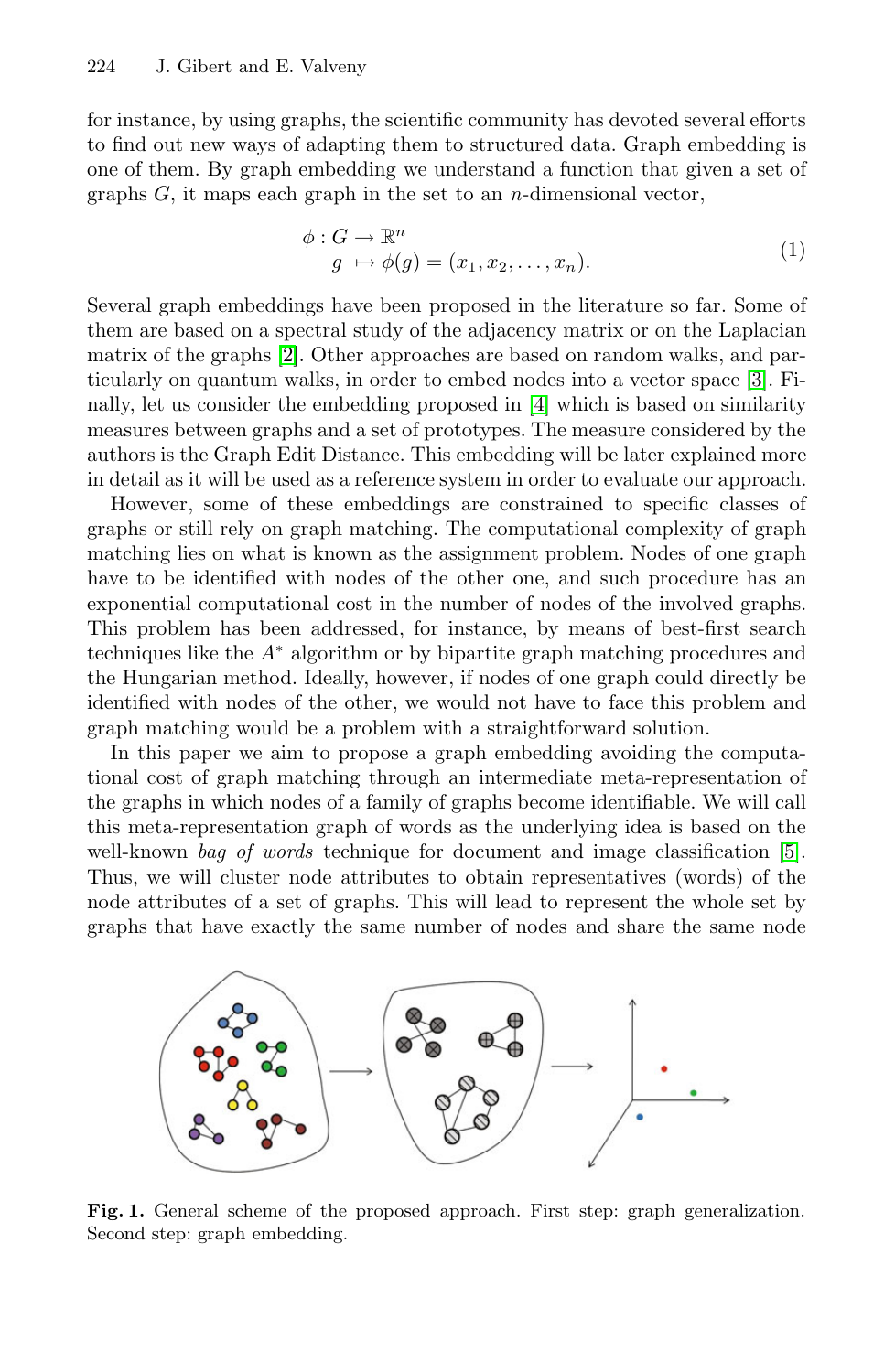for instance, by using graphs, the scientific community has devoted several efforts to find out new ways of adapting them to structured data. Graph embedding is one of them. By graph embedding we understand a function that given a set of graphs $G$, it maps each graph in the set to an $n$-dimensional vector,

$$\begin{aligned} \phi : G &\rightarrow \mathbb{R}^n \\ g &\mapsto \phi(g) = (x_1, x_2, \ldots, x_n). \end{aligned} \tag{1}$$

Several graph embeddings have been proposed in the literature so far. Some of them are based on a spectral study of the adjacency matrix or on the Laplacian matrix of the graphs [2]. Other approaches are based on random walks, and particularly on quantum walks, in order to embed nodes into a vector space [3]. Finally, let us consider the embedding proposed in [4] which is based on similarity measures between graphs and a set of prototypes. The measure considered by the authors is the Graph Edit Distance. This embedding will be later explained more in detail as it will be used as a reference system in order to evaluate our approach.

However, some of these embeddings are constrained to specific classes of graphs or still rely on graph matching. The computational complexity of graph matching lies on what is known as the assignment problem. Nodes of one graph have to be identified with nodes of the other one, and such procedure has an exponential computational cost in the number of nodes of the involved graphs. This problem has been addressed, for instance, by means of best-first search techniques like the $A^*$ algorithm or by bipartite graph matching procedures and the Hungarian method. Ideally, however, if nodes of one graph could directly be identified with nodes of the other, we would not have to face this problem and graph matching would be a problem with a straightforward solution.

In this paper we aim to propose a graph embedding avoiding the computational cost of graph matching through an intermediate meta-representation of the graphs in which nodes of a family of graphs become identifiable. We will call this meta-representation graph of words as the underlying idea is based on the well-known *bag of words* technique for document and image classification [5]. Thus, we will cluster node attributes to obtain representatives (words) of the node attributes of a set of graphs. This will lead to represent the whole set by graphs that have exactly the same number of nodes and share the same node

**Fig. 1.** General scheme of the proposed approach. First step: graph generalization. Second step: graph embedding.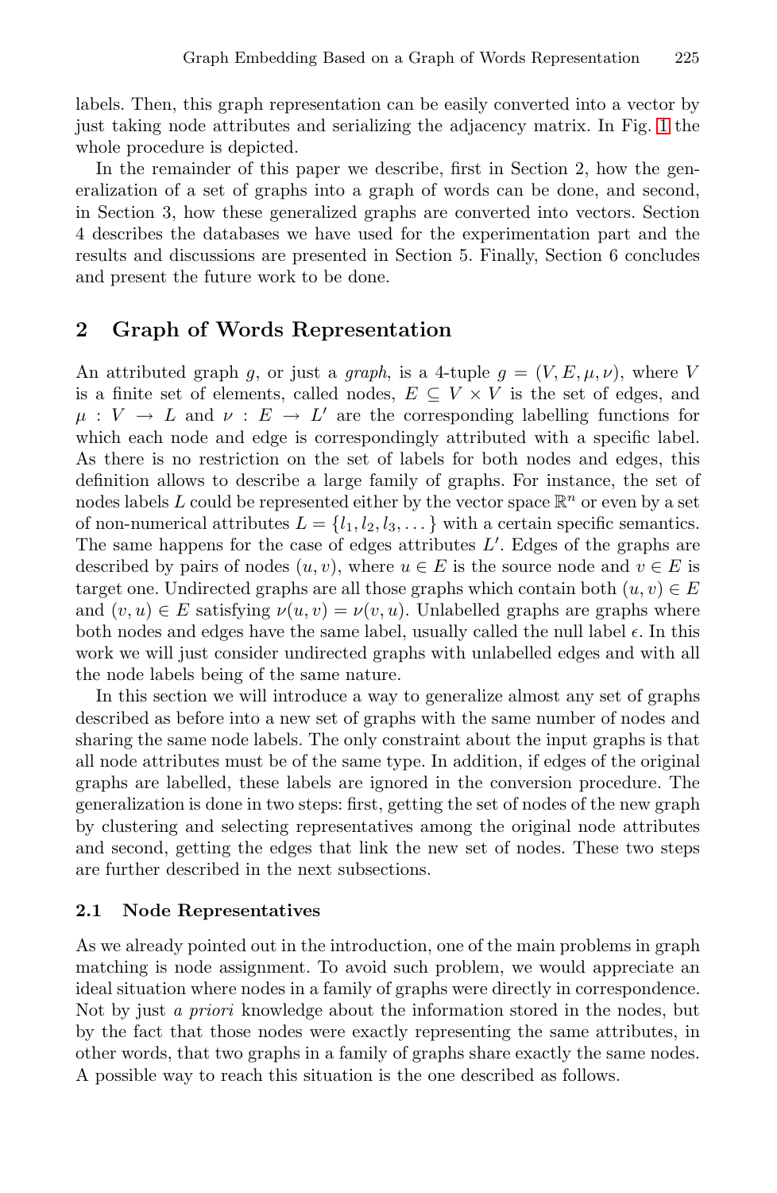labels. Then, this graph representation can be easily converted into a vector by just taking node attributes and serializing the adjacency matrix. In Fig. 1 the whole procedure is depicted.

In the remainder of this paper we describe, first in Section 2, how the generalization of a set of graphs into a graph of words can be done, and second, in Section 3, how these generalized graphs are converted into vectors. Section 4 describes the databases we have used for the experimentation part and the results and discussions are presented in Section 5. Finally, Section 6 concludes and present the future work to be done.

## 2 Graph of Words Representation

An attributed graph $g$, or just a *graph*, is a 4-tuple $g = (V, E, \mu, \nu)$, where $V$ is a finite set of elements, called nodes, $E \subseteq V \times V$ is the set of edges, and $\mu : V \rightarrow L$ and $\nu : E \rightarrow L'$ are the corresponding labelling functions for which each node and edge is correspondingly attributed with a specific label. As there is no restriction on the set of labels for both nodes and edges, this definition allows to describe a large family of graphs. For instance, the set of nodes labels $L$ could be represented either by the vector space $\mathbb{R}^n$ or even by a set of non-numerical attributes $L = \{l_1, l_2, l_3, \dots\}$ with a certain specific semantics. The same happens for the case of edges attributes $L'$. Edges of the graphs are described by pairs of nodes $(u, v)$, where $u \in E$ is the source node and $v \in E$ is target one. Undirected graphs are all those graphs which contain both $(u, v) \in E$ and $(v, u) \in E$ satisfying $\nu(u, v) = \nu(v, u)$. Unlabelled graphs are graphs where both nodes and edges have the same label, usually called the null label $\epsilon$. In this work we will just consider undirected graphs with unlabelled edges and with all the node labels being of the same nature.

In this section we will introduce a way to generalize almost any set of graphs described as before into a new set of graphs with the same number of nodes and sharing the same node labels. The only constraint about the input graphs is that all node attributes must be of the same type. In addition, if edges of the original graphs are labelled, these labels are ignored in the conversion procedure. The generalization is done in two steps: first, getting the set of nodes of the new graph by clustering and selecting representatives among the original node attributes and second, getting the edges that link the new set of nodes. These two steps are further described in the next subsections.

### 2.1 Node Representatives

As we already pointed out in the introduction, one of the main problems in graph matching is node assignment. To avoid such problem, we would appreciate an ideal situation where nodes in a family of graphs were directly in correspondence. Not by just *a priori* knowledge about the information stored in the nodes, but by the fact that those nodes were exactly representing the same attributes, in other words, that two graphs in a family of graphs share exactly the same nodes. A possible way to reach this situation is the one described as follows.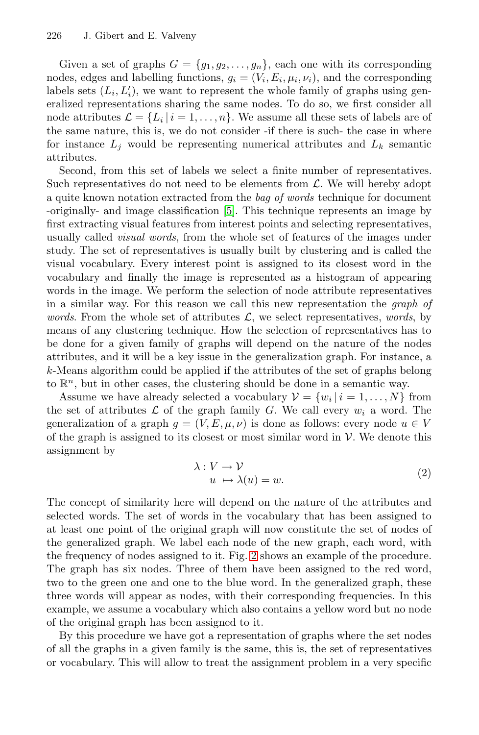Given a set of graphs $G = \{g_1, g_2, \ldots, g_n\}$, each one with its corresponding nodes, edges and labelling functions, $g_i = (V_i, E_i, \mu_i, \nu_i)$, and the corresponding labels sets $(L_i, L'_i)$, we want to represent the whole family of graphs using generalized representations sharing the same nodes. To do so, we first consider all node attributes $\mathcal{L} = \{L_i \,|\, i = 1, \ldots, n\}$. We assume all these sets of labels are of the same nature, this is, we do not consider -if there is such- the case in where for instance $L_j$ would be representing numerical attributes and $L_k$ semantic attributes.

Second, from this set of labels we select a finite number of representatives. Such representatives do not need to be elements from $\mathcal{L}$. We will hereby adopt a quite known notation extracted from the *bag of words* technique for document -originally- and image classification [5]. This technique represents an image by first extracting visual features from interest points and selecting representatives, usually called *visual words*, from the whole set of features of the images under study. The set of representatives is usually built by clustering and is called the visual vocabulary. Every interest point is assigned to its closest word in the vocabulary and finally the image is represented as a histogram of appearing words in the image. We perform the selection of node attribute representatives in a similar way. For this reason we call this new representation the *graph of words*. From the whole set of attributes $\mathcal{L}$, we select representatives, *words*, by means of any clustering technique. How the selection of representatives has to be done for a given family of graphs will depend on the nature of the nodes attributes, and it will be a key issue in the generalization graph. For instance, a $k$-Means algorithm could be applied if the attributes of the set of graphs belong to $\mathbb{R}^n$, but in other cases, the clustering should be done in a semantic way.

Assume we have already selected a vocabulary $\mathcal{V} = \{w_i \,|\, i = 1, \ldots, N\}$ from the set of attributes $\mathcal{L}$ of the graph family $G$. We call every $w_i$ a word. The generalization of a graph $g = (V, E, \mu, \nu)$ is done as follows: every node $u \in V$ of the graph is assigned to its closest or most similar word in $\mathcal{V}$. We denote this assignment by

$$
\begin{aligned}
\lambda : V &\rightarrow \mathcal{V} \\
u &\mapsto \lambda(u) = w.
\end{aligned} \tag{2}
$$

The concept of similarity here will depend on the nature of the attributes and selected words. The set of words in the vocabulary that has been assigned to at least one point of the original graph will now constitute the set of nodes of the generalized graph. We label each node of the new graph, each word, with the frequency of nodes assigned to it. Fig. 2 shows an example of the procedure. The graph has six nodes. Three of them have been assigned to the red word, two to the green one and one to the blue word. In the generalized graph, these three words will appear as nodes, with their corresponding frequencies. In this example, we assume a vocabulary which also contains a yellow word but no node of the original graph has been assigned to it.

By this procedure we have got a representation of graphs where the set nodes of all the graphs in a given family is the same, this is, the set of representatives or vocabulary. This will allow to treat the assignment problem in a very specific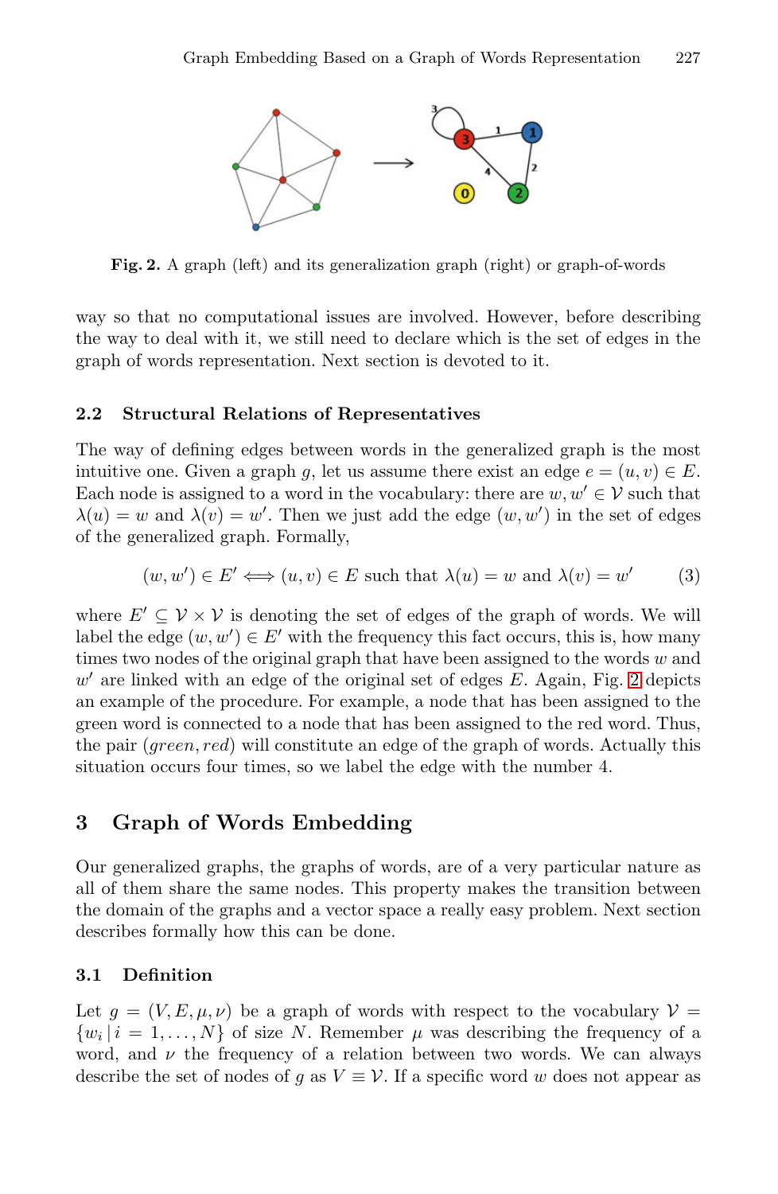Fig. 2. A graph (left) and its generalization graph (right) or graph-of-words

way so that no computational issues are involved. However, before describing the way to deal with it, we still need to declare which is the set of edges in the graph of words representation. Next section is devoted to it.

### 2.2 Structural Relations of Representatives

The way of defining edges between words in the generalized graph is the most intuitive one. Given a graph $g$, let us assume there exist an edge $e = (u, v) \in E$. Each node is assigned to a word in the vocabulary: there are $w, w' \in \mathcal{V}$ such that $\lambda(u) = w$ and $\lambda(v) = w'$. Then we just add the edge $(w, w')$ in the set of edges of the generalized graph. Formally,

$$(w, w') \in E' \iff (u, v) \in E \text{ such that } \lambda(u) = w \text{ and } \lambda(v) = w' \tag{3}$$

where $E' \subseteq \mathcal{V} \times \mathcal{V}$ is denoting the set of edges of the graph of words. We will label the edge $(w, w') \in E'$ with the frequency this fact occurs, this is, how many times two nodes of the original graph that have been assigned to the words $w$ and $w'$ are linked with an edge of the original set of edges $E$. Again, Fig. 2 depicts an example of the procedure. For example, a node that has been assigned to the green word is connected to a node that has been assigned to the red word. Thus, the pair $(green, red)$ will constitute an edge of the graph of words. Actually this situation occurs four times, so we label the edge with the number 4.

## 3 Graph of Words Embedding

Our generalized graphs, the graphs of words, are of a very particular nature as all of them share the same nodes. This property makes the transition between the domain of the graphs and a vector space a really easy problem. Next section describes formally how this can be done.

### 3.1 Definition

Let $g = (V, E, \mu, \nu)$ be a graph of words with respect to the vocabulary $\mathcal{V} = \{w_i \,|\, i = 1, \ldots, N\}$ of size $N$. Remember $\mu$ was describing the frequency of a word, and $\nu$ the frequency of a relation between two words. We can always describe the set of nodes of $g$ as $V \equiv \mathcal{V}$. If a specific word $w$ does not appear as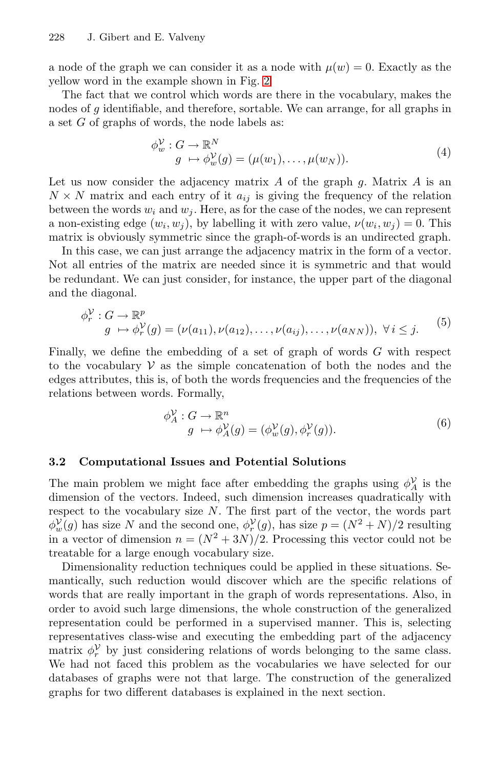a node of the graph we can consider it as a node with $\mu(w) = 0$. Exactly as the yellow word in the example shown in Fig. 2.

The fact that we control which words are there in the vocabulary, makes the nodes of $g$ identifiable, and therefore, sortable. We can arrange, for all graphs in a set $G$ of graphs of words, the node labels as:

$$\begin{aligned} \phi_w^{\mathcal{V}} &: G \rightarrow \mathbb{R}^N \\ g &\mapsto \phi_w^{\mathcal{V}}(g) = (\mu(w_1), \ldots, \mu(w_N)). \end{aligned} \tag{4}$$

Let us now consider the adjacency matrix $A$ of the graph $g$. Matrix $A$ is an $N \times N$ matrix and each entry of it $a_{ij}$ is giving the frequency of the relation between the words $w_i$ and $w_j$. Here, as for the case of the nodes, we can represent a non-existing edge $(w_i, w_j)$, by labelling it with zero value, $\nu(w_i, w_j) = 0$. This matrix is obviously symmetric since the graph-of-words is an undirected graph.

In this case, we can just arrange the adjacency matrix in the form of a vector. Not all entries of the matrix are needed since it is symmetric and that would be redundant. We can just consider, for instance, the upper part of the diagonal and the diagonal.

$$\begin{aligned} \phi_r^{\mathcal{V}} &: G \rightarrow \mathbb{R}^p \\ g &\mapsto \phi_r^{\mathcal{V}}(g) = (\nu(a_{11}), \nu(a_{12}), \ldots, \nu(a_{ij}), \ldots, \nu(a_{NN})), \ \forall \, i \leq j. \end{aligned} \tag{5}$$

Finally, we define the embedding of a set of graph of words $G$ with respect to the vocabulary $\mathcal{V}$ as the simple concatenation of both the nodes and the edges attributes, this is, of both the words frequencies and the frequencies of the relations between words. Formally,

$$\begin{aligned} \phi_A^{\mathcal{V}} &: G \rightarrow \mathbb{R}^n \\ g &\mapsto \phi_A^{\mathcal{V}}(g) = (\phi_w^{\mathcal{V}}(g), \phi_r^{\mathcal{V}}(g)). \end{aligned} \tag{6}$$

### 3.2 Computational Issues and Potential Solutions

The main problem we might face after embedding the graphs using $\phi_A^{\mathcal{V}}$ is the dimension of the vectors. Indeed, such dimension increases quadratically with respect to the vocabulary size $N$. The first part of the vector, the words part $\phi_w^{\mathcal{V}}(g)$ has size $N$ and the second one, $\phi_r^{\mathcal{V}}(g)$, has size $p = (N^2 + N)/2$ resulting in a vector of dimension $n = (N^2 + 3N)/2$. Processing this vector could not be treatable for a large enough vocabulary size.

Dimensionality reduction techniques could be applied in these situations. Semantically, such reduction would discover which are the specific relations of words that are really important in the graph of words representations. Also, in order to avoid such large dimensions, the whole construction of the generalized representation could be performed in a supervised manner. This is, selecting representatives class-wise and executing the embedding part of the adjacency matrix $\phi_r^{\mathcal{V}}$ by just considering relations of words belonging to the same class. We had not faced this problem as the vocabularies we have selected for our databases of graphs were not that large. The construction of the generalized graphs for two different databases is explained in the next section.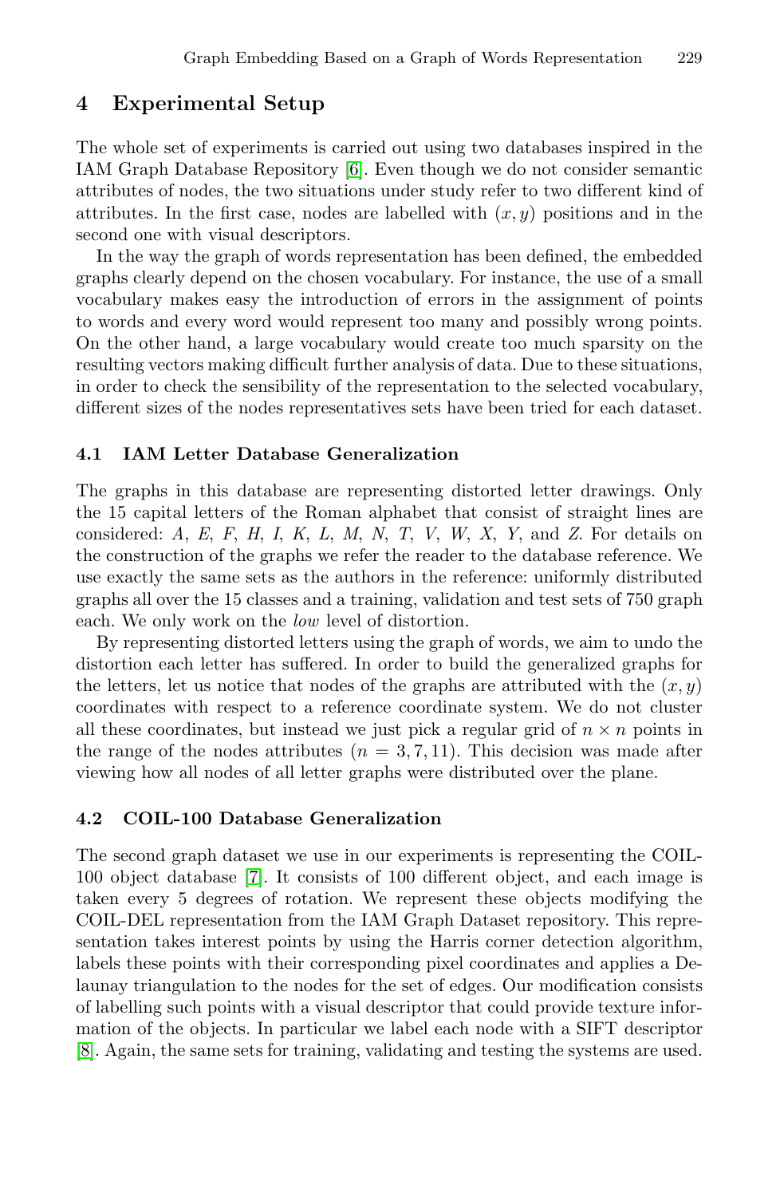## 4 Experimental Setup

The whole set of experiments is carried out using two databases inspired in the IAM Graph Database Repository [6]. Even though we do not consider semantic attributes of nodes, the two situations under study refer to two different kind of attributes. In the first case, nodes are labelled with $(x, y)$ positions and in the second one with visual descriptors.

In the way the graph of words representation has been defined, the embedded graphs clearly depend on the chosen vocabulary. For instance, the use of a small vocabulary makes easy the introduction of errors in the assignment of points to words and every word would represent too many and possibly wrong points. On the other hand, a large vocabulary would create too much sparsity on the resulting vectors making difficult further analysis of data. Due to these situations, in order to check the sensibility of the representation to the selected vocabulary, different sizes of the nodes representatives sets have been tried for each dataset.

### 4.1 IAM Letter Database Generalization

The graphs in this database are representing distorted letter drawings. Only the 15 capital letters of the Roman alphabet that consist of straight lines are considered: *A*, *E*, *F*, *H*, *I*, *K*, *L*, *M*, *N*, *T*, *V*, *W*, *X*, *Y*, and *Z*. For details on the construction of the graphs we refer the reader to the database reference. We use exactly the same sets as the authors in the reference: uniformly distributed graphs all over the 15 classes and a training, validation and test sets of 750 graph each. We only work on the *low* level of distortion.

By representing distorted letters using the graph of words, we aim to undo the distortion each letter has suffered. In order to build the generalized graphs for the letters, let us notice that nodes of the graphs are attributed with the $(x, y)$ coordinates with respect to a reference coordinate system. We do not cluster all these coordinates, but instead we just pick a regular grid of $n \times n$ points in the range of the nodes attributes ($n = 3, 7, 11$). This decision was made after viewing how all nodes of all letter graphs were distributed over the plane.

### 4.2 COIL-100 Database Generalization

The second graph dataset we use in our experiments is representing the COIL-100 object database [7]. It consists of 100 different object, and each image is taken every 5 degrees of rotation. We represent these objects modifying the COIL-DEL representation from the IAM Graph Dataset repository. This representation takes interest points by using the Harris corner detection algorithm, labels these points with their corresponding pixel coordinates and applies a Delaunay triangulation to the nodes for the set of edges. Our modification consists of labelling such points with a visual descriptor that could provide texture information of the objects. In particular we label each node with a SIFT descriptor [8]. Again, the same sets for training, validating and testing the systems are used.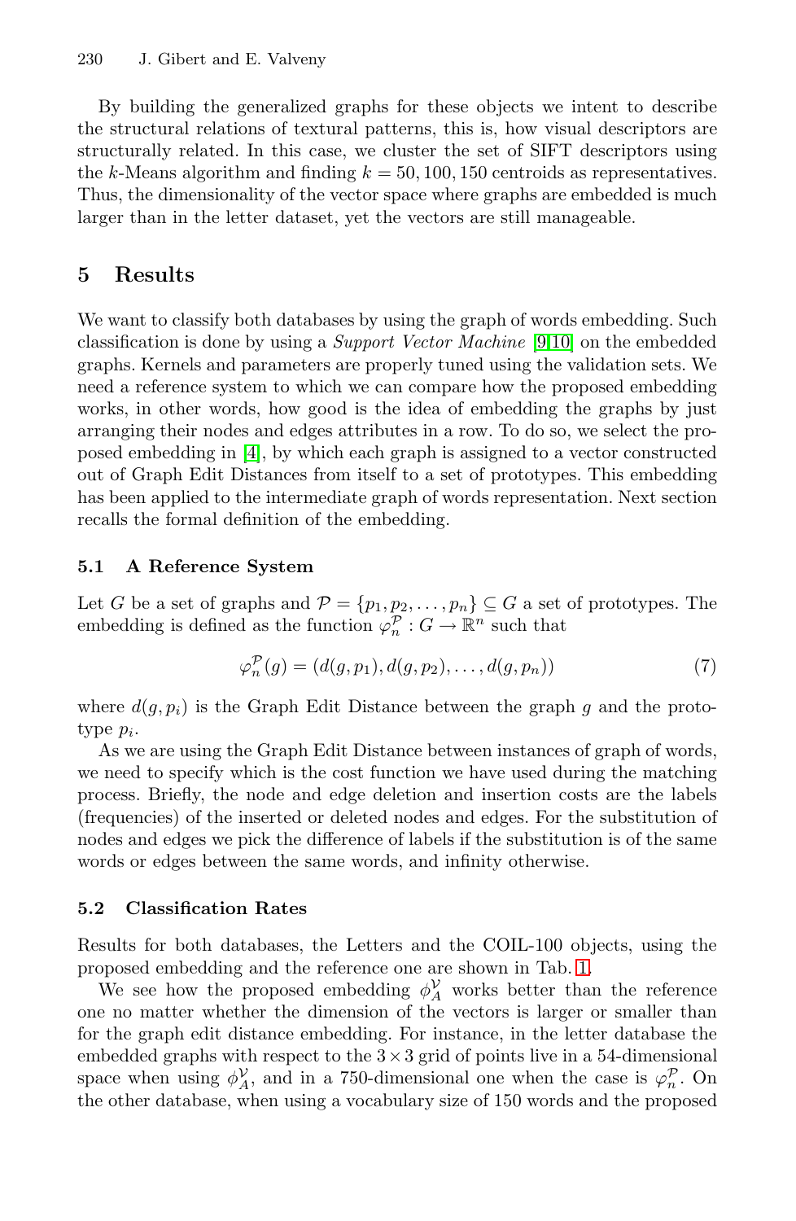By building the generalized graphs for these objects we intent to describe the structural relations of textural patterns, this is, how visual descriptors are structurally related. In this case, we cluster the set of SIFT descriptors using the $k$-Means algorithm and finding $k = 50, 100, 150$ centroids as representatives. Thus, the dimensionality of the vector space where graphs are embedded is much larger than in the letter dataset, yet the vectors are still manageable.

## 5 Results

We want to classify both databases by using the graph of words embedding. Such classification is done by using a *Support Vector Machine* [9,10] on the embedded graphs. Kernels and parameters are properly tuned using the validation sets. We need a reference system to which we can compare how the proposed embedding works, in other words, how good is the idea of embedding the graphs by just arranging their nodes and edges attributes in a row. To do so, we select the proposed embedding in [4], by which each graph is assigned to a vector constructed out of Graph Edit Distances from itself to a set of prototypes. This embedding has been applied to the intermediate graph of words representation. Next section recalls the formal definition of the embedding.

### 5.1 A Reference System

Let $G$ be a set of graphs and $\mathcal{P} = \{p_1, p_2, \ldots, p_n\} \subseteq G$ a set of prototypes. The embedding is defined as the function $\varphi_n^{\mathcal{P}} : G \to \mathbb{R}^n$ such that

$$\varphi_n^{\mathcal{P}}(g) = (d(g, p_1), d(g, p_2), \ldots, d(g, p_n)) \tag{7}$$

where $d(g, p_i)$ is the Graph Edit Distance between the graph $g$ and the prototype $p_i$.

As we are using the Graph Edit Distance between instances of graph of words, we need to specify which is the cost function we have used during the matching process. Briefly, the node and edge deletion and insertion costs are the labels (frequencies) of the inserted or deleted nodes and edges. For the substitution of nodes and edges we pick the difference of labels if the substitution is of the same words or edges between the same words, and infinity otherwise.

### 5.2 Classification Rates

Results for both databases, the Letters and the COIL-100 objects, using the proposed embedding and the reference one are shown in Tab. 1.

We see how the proposed embedding $\phi_A^{\mathcal{V}}$ works better than the reference one no matter whether the dimension of the vectors is larger or smaller than for the graph edit distance embedding. For instance, in the letter database the embedded graphs with respect to the $3 \times 3$ grid of points live in a 54-dimensional space when using $\phi_A^{\mathcal{V}}$, and in a 750-dimensional one when the case is $\varphi_n^{\mathcal{P}}$. On the other database, when using a vocabulary size of 150 words and the proposed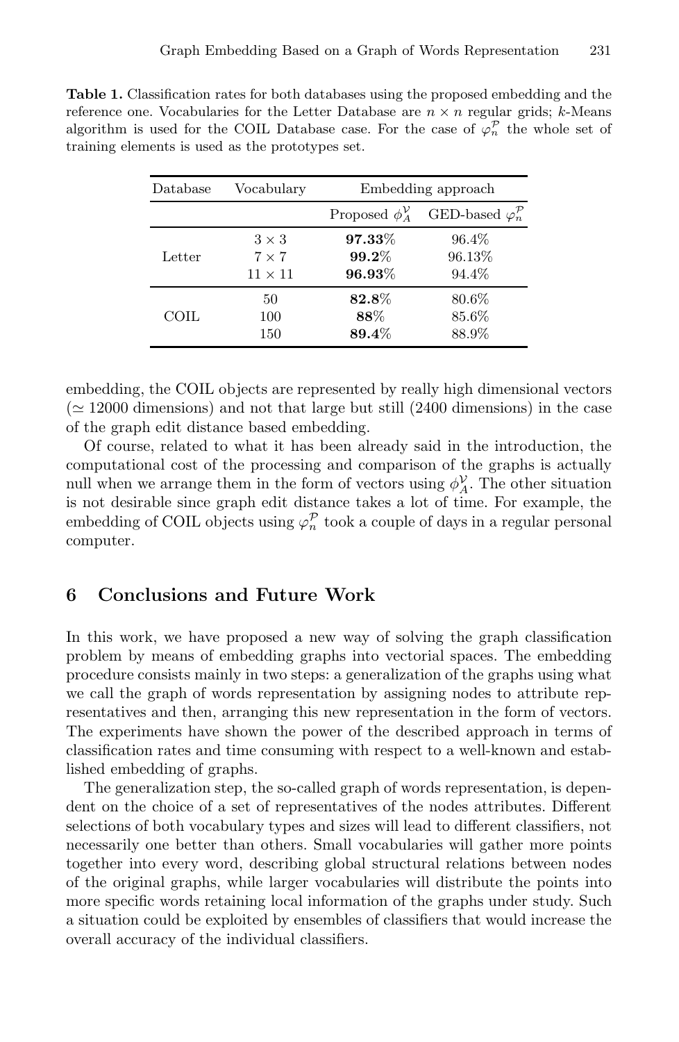**Table 1.** Classification rates for both databases using the proposed embedding and the reference one. Vocabularies for the Letter Database are $n \times n$ regular grids; $k$-Means algorithm is used for the COIL Database case. For the case of $\varphi_n^{\mathcal{P}}$ the whole set of training elements is used as the prototypes set.

| Database | Vocabulary | Embedding approach | |
|---|---|---|---|
| | | Proposed $\phi_A^{\mathcal{V}}$ | GED-based $\varphi_n^{\mathcal{P}}$ |
| Letter | $3 \times 3$ | **97.33**% | 96.4% |
| | $7 \times 7$ | **99.2**% | 96.13% |
| | $11 \times 11$ | **96.93**% | 94.4% |
| COIL | 50 | **82.8**% | 80.6% |
| | 100 | **88**% | 85.6% |
| | 150 | **89.4**% | 88.9% |

embedding, the COIL objects are represented by really high dimensional vectors ($\simeq 12000$ dimensions) and not that large but still (2400 dimensions) in the case of the graph edit distance based embedding.

Of course, related to what it has been already said in the introduction, the computational cost of the processing and comparison of the graphs is actually null when we arrange them in the form of vectors using $\phi_A^{\mathcal{V}}$. The other situation is not desirable since graph edit distance takes a lot of time. For example, the embedding of COIL objects using $\varphi_n^{\mathcal{P}}$ took a couple of days in a regular personal computer.

## 6 Conclusions and Future Work

In this work, we have proposed a new way of solving the graph classification problem by means of embedding graphs into vectorial spaces. The embedding procedure consists mainly in two steps: a generalization of the graphs using what we call the graph of words representation by assigning nodes to attribute representatives and then, arranging this new representation in the form of vectors. The experiments have shown the power of the described approach in terms of classification rates and time consuming with respect to a well-known and established embedding of graphs.

The generalization step, the so-called graph of words representation, is dependent on the choice of a set of representatives of the nodes attributes. Different selections of both vocabulary types and sizes will lead to different classifiers, not necessarily one better than others. Small vocabularies will gather more points together into every word, describing global structural relations between nodes of the original graphs, while larger vocabularies will distribute the points into more specific words retaining local information of the graphs under study. Such a situation could be exploited by ensembles of classifiers that would increase the overall accuracy of the individual classifiers.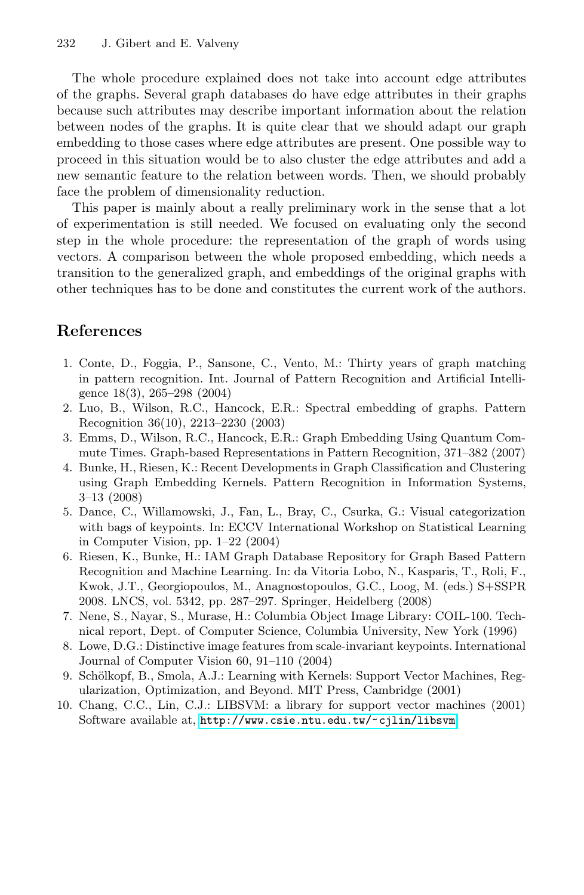The whole procedure explained does not take into account edge attributes of the graphs. Several graph databases do have edge attributes in their graphs because such attributes may describe important information about the relation between nodes of the graphs. It is quite clear that we should adapt our graph embedding to those cases where edge attributes are present. One possible way to proceed in this situation would be to also cluster the edge attributes and add a new semantic feature to the relation between words. Then, we should probably face the problem of dimensionality reduction.

This paper is mainly about a really preliminary work in the sense that a lot of experimentation is still needed. We focused on evaluating only the second step in the whole procedure: the representation of the graph of words using vectors. A comparison between the whole proposed embedding, which needs a transition to the generalized graph, and embeddings of the original graphs with other techniques has to be done and constitutes the current work of the authors.

## References

1. Conte, D., Foggia, P., Sansone, C., Vento, M.: Thirty years of graph matching in pattern recognition. Int. Journal of Pattern Recognition and Artificial Intelligence 18(3), 265–298 (2004)
2. Luo, B., Wilson, R.C., Hancock, E.R.: Spectral embedding of graphs. Pattern Recognition 36(10), 2213–2230 (2003)
3. Emms, D., Wilson, R.C., Hancock, E.R.: Graph Embedding Using Quantum Commute Times. Graph-based Representations in Pattern Recognition, 371–382 (2007)
4. Bunke, H., Riesen, K.: Recent Developments in Graph Classification and Clustering using Graph Embedding Kernels. Pattern Recognition in Information Systems, 3–13 (2008)
5. Dance, C., Willamowski, J., Fan, L., Bray, C., Csurka, G.: Visual categorization with bags of keypoints. In: ECCV International Workshop on Statistical Learning in Computer Vision, pp. 1–22 (2004)
6. Riesen, K., Bunke, H.: IAM Graph Database Repository for Graph Based Pattern Recognition and Machine Learning. In: da Vitoria Lobo, N., Kasparis, T., Roli, F., Kwok, J.T., Georgiopoulos, M., Anagnostopoulos, G.C., Loog, M. (eds.) S+SSPR 2008. LNCS, vol. 5342, pp. 287–297. Springer, Heidelberg (2008)
7. Nene, S., Nayar, S., Murase, H.: Columbia Object Image Library: COIL-100. Technical report, Dept. of Computer Science, Columbia University, New York (1996)
8. Lowe, D.G.: Distinctive image features from scale-invariant keypoints. International Journal of Computer Vision 60, 91–110 (2004)
9. Schölkopf, B., Smola, A.J.: Learning with Kernels: Support Vector Machines, Regularization, Optimization, and Beyond. MIT Press, Cambridge (2001)
10. Chang, C.C., Lin, C.J.: LIBSVM: a library for support vector machines (2001) Software available at, http://www.csie.ntu.edu.tw/~cjlin/libsvm